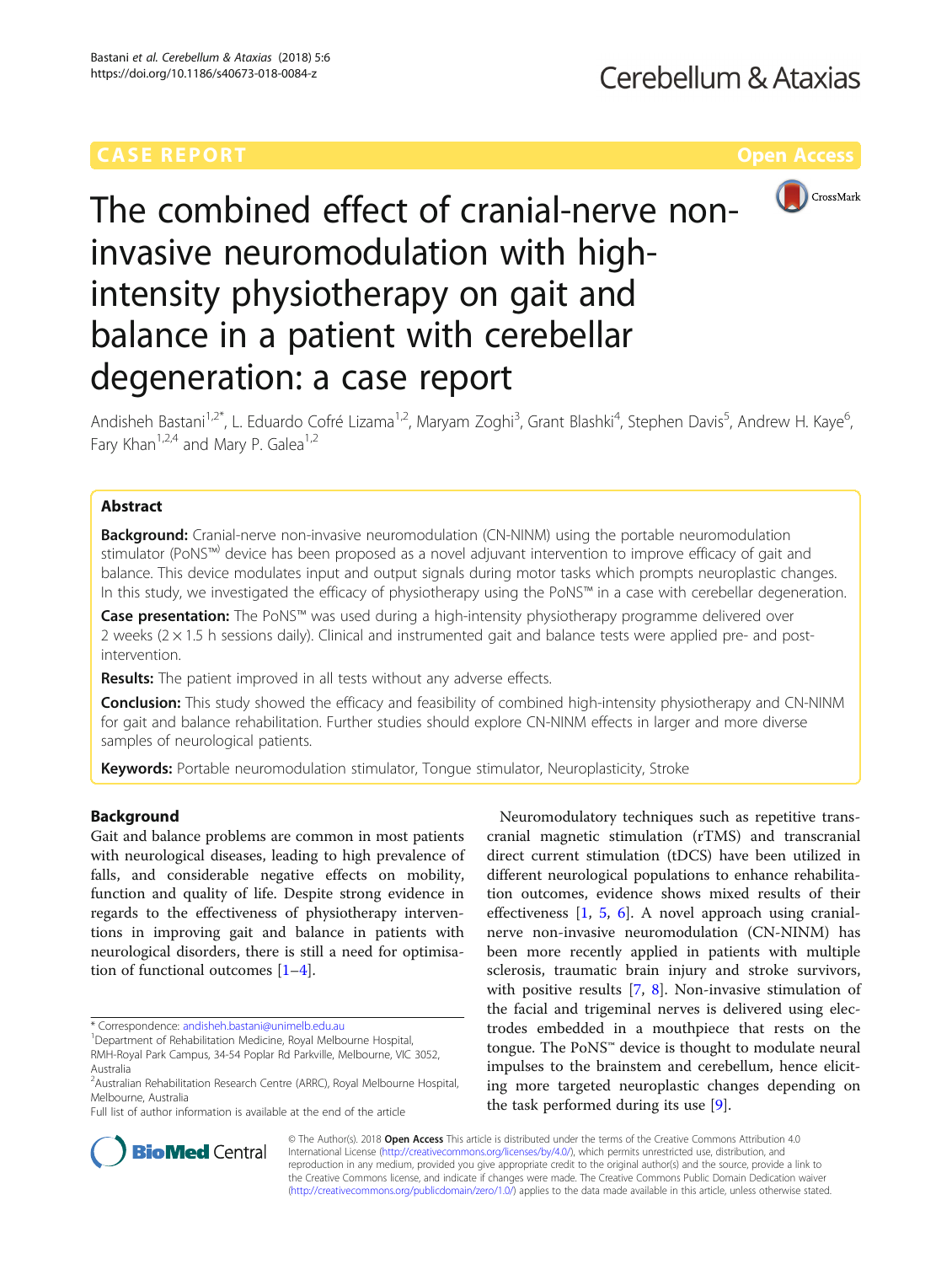CASE REPORT

Open Access

# The combined effect of cranial-nerve non-invasive neuromodulation with high-intensity physiotherapy on gait and balance in a patient with cerebellar degeneration: a case report

Andisheh Bastani[1,2*], L. Eduardo Cofré Lizama[1,2], Maryam Zoghi[3], Grant Blashki[4], Stephen Davis[5], Andrew H. Kaye[6], Fary Khan[1,2,4] and Mary P. Galea[1,2]

## Abstract

**Background:** Cranial-nerve non-invasive neuromodulation (CN-NINM) using the portable neuromodulation stimulator (PoNS™) device has been proposed as a novel adjuvant intervention to improve efficacy of gait and balance. This device modulates input and output signals during motor tasks which prompts neuroplastic changes. In this study, we investigated the efficacy of physiotherapy using the PoNS™ in a case with cerebellar degeneration.

**Case presentation:** The PoNS™ was used during a high-intensity physiotherapy programme delivered over 2 weeks (2 × 1.5 h sessions daily). Clinical and instrumented gait and balance tests were applied pre- and post-intervention.

**Results:** The patient improved in all tests without any adverse effects.

**Conclusion:** This study showed the efficacy and feasibility of combined high-intensity physiotherapy and CN-NINM for gait and balance rehabilitation. Further studies should explore CN-NINM effects in larger and more diverse samples of neurological patients.

**Keywords:** Portable neuromodulation stimulator, Tongue stimulator, Neuroplasticity, Stroke

## Background

Gait and balance problems are common in most patients with neurological diseases, leading to high prevalence of falls, and considerable negative effects on mobility, function and quality of life. Despite strong evidence in regards to the effectiveness of physiotherapy interventions in improving gait and balance in patients with neurological disorders, there is still a need for optimisation of functional outcomes [1–4].

Neuromodulatory techniques such as repetitive transcranial magnetic stimulation (rTMS) and transcranial direct current stimulation (tDCS) have been utilized in different neurological populations to enhance rehabilitation outcomes, evidence shows mixed results of their effectiveness [1, 5, 6]. A novel approach using cranial-nerve non-invasive neuromodulation (CN-NINM) has been more recently applied in patients with multiple sclerosis, traumatic brain injury and stroke survivors, with positive results [7, 8]. Non-invasive stimulation of the facial and trigeminal nerves is delivered using electrodes embedded in a mouthpiece that rests on the tongue. The PoNS™ device is thought to modulate neural impulses to the brainstem and cerebellum, hence eliciting more targeted neuroplastic changes depending on the task performed during its use [9].

\* Correspondence: andisheh.bastani@unimelb.edu.au
[1]Department of Rehabilitation Medicine, Royal Melbourne Hospital, RMH-Royal Park Campus, 34-54 Poplar Rd Parkville, Melbourne, VIC 3052, Australia
[2]Australian Rehabilitation Research Centre (ARRC), Royal Melbourne Hospital, Melbourne, Australia
Full list of author information is available at the end of the article

© The Author(s). 2018 **Open Access** This article is distributed under the terms of the Creative Commons Attribution 4.0 International License (http://creativecommons.org/licenses/by/4.0/), which permits unrestricted use, distribution, and reproduction in any medium, provided you give appropriate credit to the original author(s) and the source, provide a link to the Creative Commons license, and indicate if changes were made. The Creative Commons Public Domain Dedication waiver (http://creativecommons.org/publicdomain/zero/1.0/) applies to the data made available in this article, unless otherwise stated.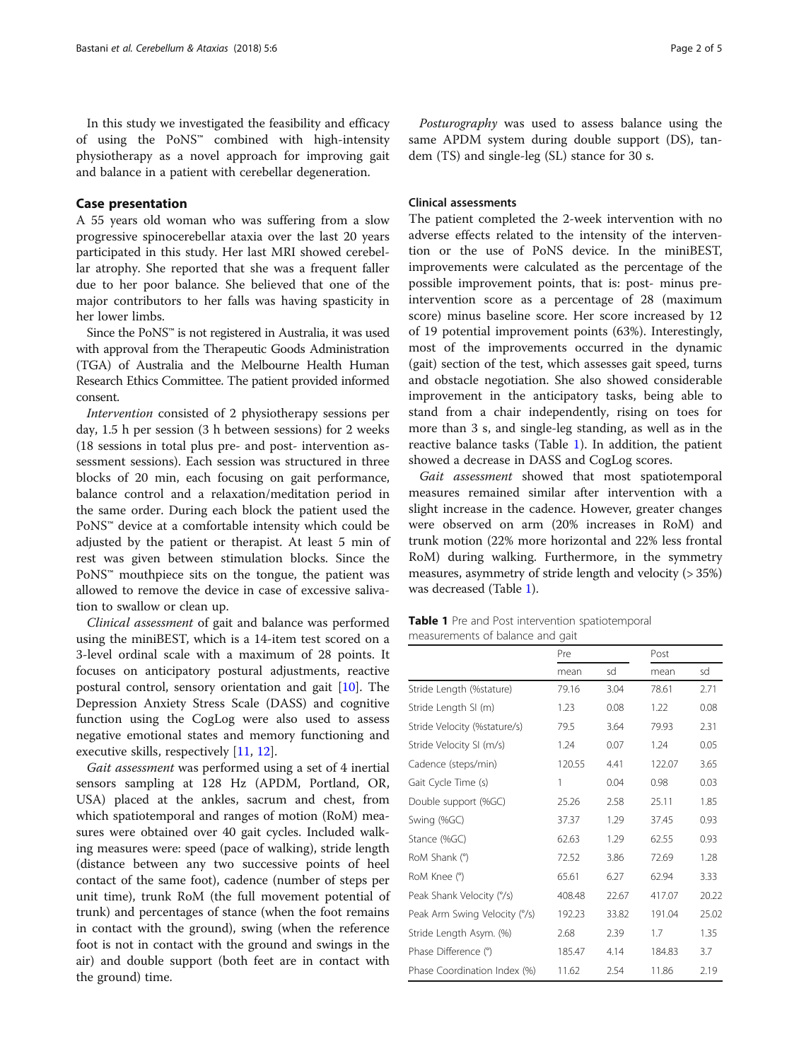In this study we investigated the feasibility and efficacy of using the PoNS™ combined with high-intensity physiotherapy as a novel approach for improving gait and balance in a patient with cerebellar degeneration.

## Case presentation

A 55 years old woman who was suffering from a slow progressive spinocerebellar ataxia over the last 20 years participated in this study. Her last MRI showed cerebellar atrophy. She reported that she was a frequent faller due to her poor balance. She believed that one of the major contributors to her falls was having spasticity in her lower limbs.

Since the PoNS™ is not registered in Australia, it was used with approval from the Therapeutic Goods Administration (TGA) of Australia and the Melbourne Health Human Research Ethics Committee. The patient provided informed consent.

*Intervention* consisted of 2 physiotherapy sessions per day, 1.5 h per session (3 h between sessions) for 2 weeks (18 sessions in total plus pre- and post- intervention assessment sessions). Each session was structured in three blocks of 20 min, each focusing on gait performance, balance control and a relaxation/meditation period in the same order. During each block the patient used the PoNS™ device at a comfortable intensity which could be adjusted by the patient or therapist. At least 5 min of rest was given between stimulation blocks. Since the PoNS™ mouthpiece sits on the tongue, the patient was allowed to remove the device in case of excessive salivation to swallow or clean up.

*Clinical assessment* of gait and balance was performed using the miniBEST, which is a 14-item test scored on a 3-level ordinal scale with a maximum of 28 points. It focuses on anticipatory postural adjustments, reactive postural control, sensory orientation and gait [10]. The Depression Anxiety Stress Scale (DASS) and cognitive function using the CogLog were also used to assess negative emotional states and memory functioning and executive skills, respectively [11, 12].

*Gait assessment* was performed using a set of 4 inertial sensors sampling at 128 Hz (APDM, Portland, OR, USA) placed at the ankles, sacrum and chest, from which spatiotemporal and ranges of motion (RoM) measures were obtained over 40 gait cycles. Included walking measures were: speed (pace of walking), stride length (distance between any two successive points of heel contact of the same foot), cadence (number of steps per unit time), trunk RoM (the full movement potential of trunk) and percentages of stance (when the foot remains in contact with the ground), swing (when the reference foot is not in contact with the ground and swings in the air) and double support (both feet are in contact with the ground) time.

*Posturography* was used to assess balance using the same APDM system during double support (DS), tandem (TS) and single-leg (SL) stance for 30 s.

### Clinical assessments

The patient completed the 2-week intervention with no adverse effects related to the intensity of the intervention or the use of PoNS device. In the miniBEST, improvements were calculated as the percentage of the possible improvement points, that is: post- minus pre-intervention score as a percentage of 28 (maximum score) minus baseline score. Her score increased by 12 of 19 potential improvement points (63%). Interestingly, most of the improvements occurred in the dynamic (gait) section of the test, which assesses gait speed, turns and obstacle negotiation. She also showed considerable improvement in the anticipatory tasks, being able to stand from a chair independently, rising on toes for more than 3 s, and single-leg standing, as well as in the reactive balance tasks (Table 1). In addition, the patient showed a decrease in DASS and CogLog scores.

*Gait assessment* showed that most spatiotemporal measures remained similar after intervention with a slight increase in the cadence. However, greater changes were observed on arm (20% increases in RoM) and trunk motion (22% more horizontal and 22% less frontal RoM) during walking. Furthermore, in the symmetry measures, asymmetry of stride length and velocity (> 35%) was decreased (Table 1).

**Table 1** Pre and Post intervention spatiotemporal measurements of balance and gait

| | Pre | | Post | |
|---|---|---|---|---|
| | mean | sd | mean | sd |
| Stride Length (%stature) | 79.16 | 3.04 | 78.61 | 2.71 |
| Stride Length SI (m) | 1.23 | 0.08 | 1.22 | 0.08 |
| Stride Velocity (%stature/s) | 79.5 | 3.64 | 79.93 | 2.31 |
| Stride Velocity SI (m/s) | 1.24 | 0.07 | 1.24 | 0.05 |
| Cadence (steps/min) | 120.55 | 4.41 | 122.07 | 3.65 |
| Gait Cycle Time (s) | 1 | 0.04 | 0.98 | 0.03 |
| Double support (%GC) | 25.26 | 2.58 | 25.11 | 1.85 |
| Swing (%GC) | 37.37 | 1.29 | 37.45 | 0.93 |
| Stance (%GC) | 62.63 | 1.29 | 62.55 | 0.93 |
| RoM Shank (°) | 72.52 | 3.86 | 72.69 | 1.28 |
| RoM Knee (°) | 65.61 | 6.27 | 62.94 | 3.33 |
| Peak Shank Velocity (°/s) | 408.48 | 22.67 | 417.07 | 20.22 |
| Peak Arm Swing Velocity (°/s) | 192.23 | 33.82 | 191.04 | 25.02 |
| Stride Length Asym. (%) | 2.68 | 2.39 | 1.7 | 1.35 |
| Phase Difference (°) | 185.47 | 4.14 | 184.83 | 3.7 |
| Phase Coordination Index (%) | 11.62 | 2.54 | 11.86 | 2.19 |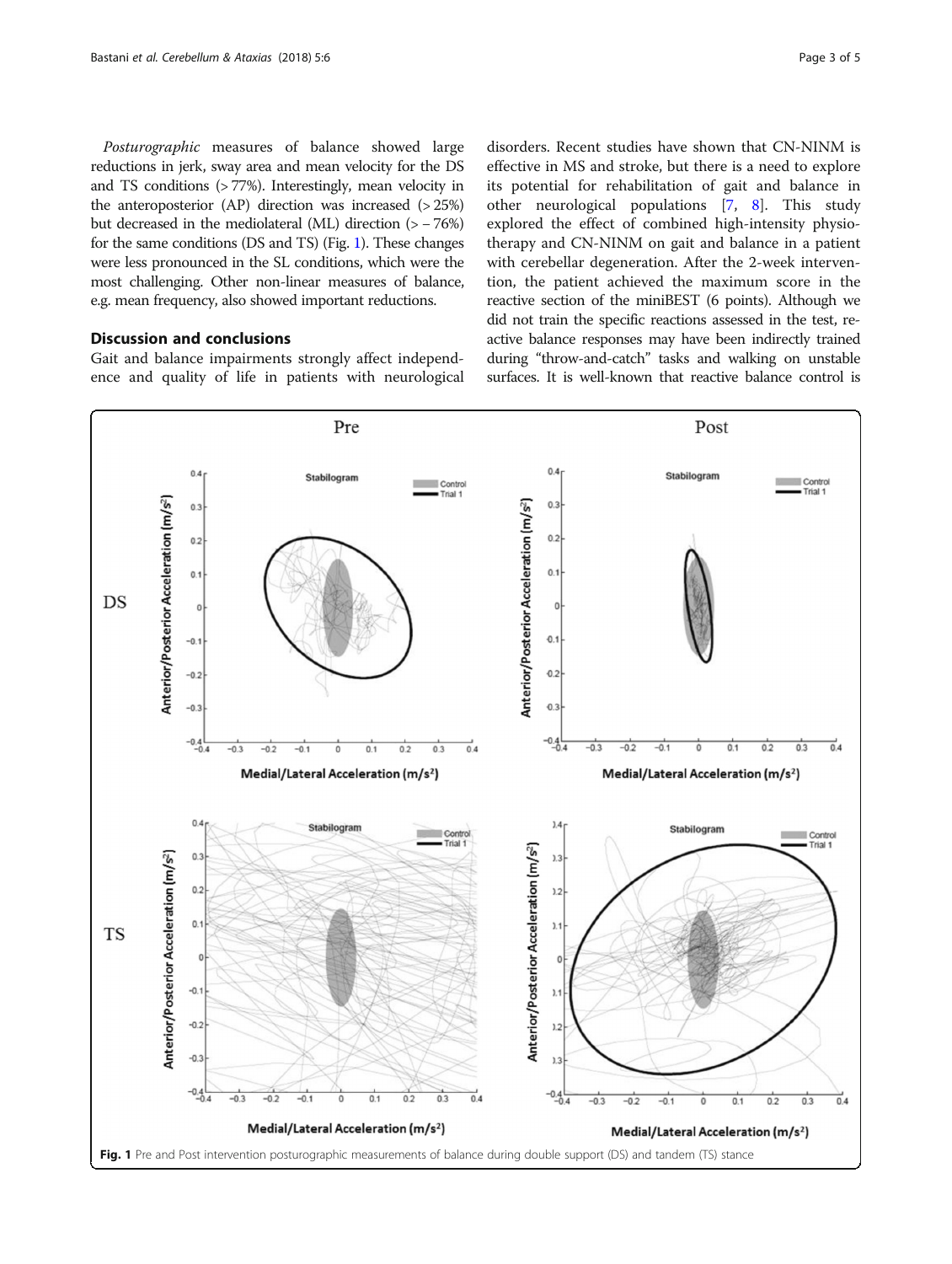*Posturographic* measures of balance showed large reductions in jerk, sway area and mean velocity for the DS and TS conditions (> 77%). Interestingly, mean velocity in the anteroposterior (AP) direction was increased (> 25%) but decreased in the mediolateral (ML) direction (> − 76%) for the same conditions (DS and TS) (Fig. 1). These changes were less pronounced in the SL conditions, which were the most challenging. Other non-linear measures of balance, e.g. mean frequency, also showed important reductions.

## Discussion and conclusions

Gait and balance impairments strongly affect independence and quality of life in patients with neurological disorders. Recent studies have shown that CN-NINM is effective in MS and stroke, but there is a need to explore its potential for rehabilitation of gait and balance in other neurological populations [7, 8]. This study explored the effect of combined high-intensity physiotherapy and CN-NINM on gait and balance in a patient with cerebellar degeneration. After the 2-week intervention, the patient achieved the maximum score in the reactive section of the miniBEST (6 points). Although we did not train the specific reactions assessed in the test, reactive balance responses may have been indirectly trained during "throw-and-catch" tasks and walking on unstable surfaces. It is well-known that reactive balance control is

**Fig. 1** Pre and Post intervention posturographic measurements of balance during double support (DS) and tandem (TS) stance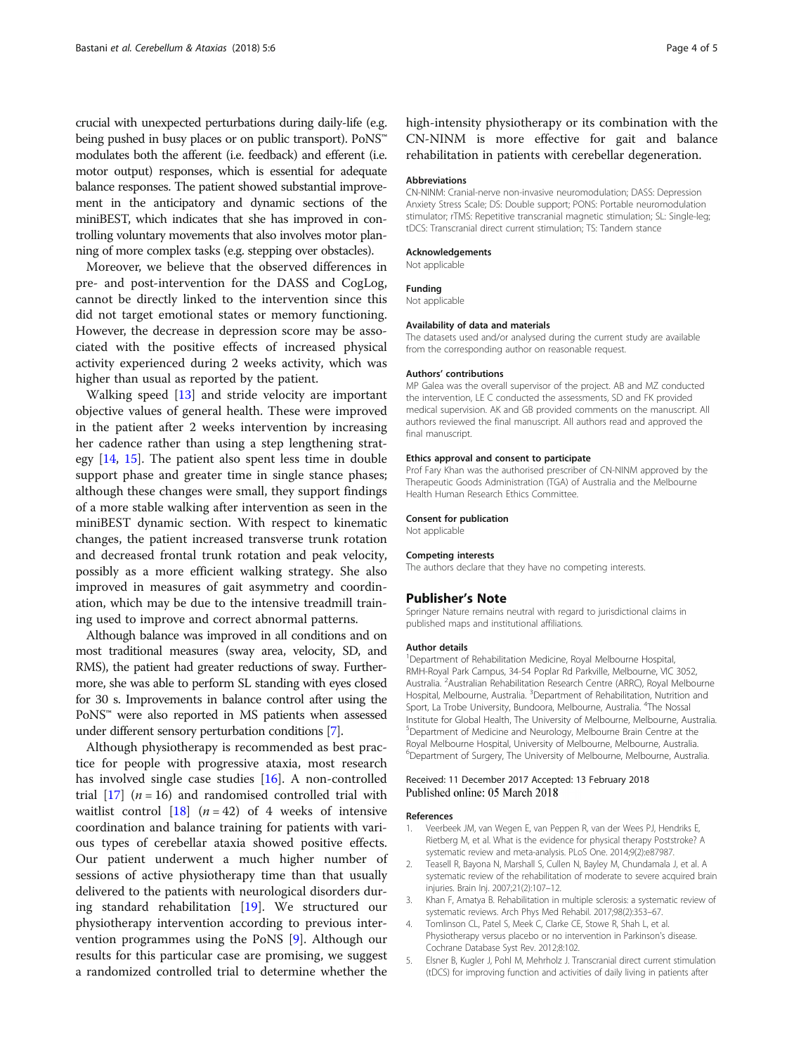crucial with unexpected perturbations during daily-life (e.g. being pushed in busy places or on public transport). PoNS™ modulates both the afferent (i.e. feedback) and efferent (i.e. motor output) responses, which is essential for adequate balance responses. The patient showed substantial improvement in the anticipatory and dynamic sections of the miniBEST, which indicates that she has improved in controlling voluntary movements that also involves motor planning of more complex tasks (e.g. stepping over obstacles).

Moreover, we believe that the observed differences in pre- and post-intervention for the DASS and CogLog, cannot be directly linked to the intervention since this did not target emotional states or memory functioning. However, the decrease in depression score may be associated with the positive effects of increased physical activity experienced during 2 weeks activity, which was higher than usual as reported by the patient.

Walking speed [13] and stride velocity are important objective values of general health. These were improved in the patient after 2 weeks intervention by increasing her cadence rather than using a step lengthening strategy [14, 15]. The patient also spent less time in double support phase and greater time in single stance phases; although these changes were small, they support findings of a more stable walking after intervention as seen in the miniBEST dynamic section. With respect to kinematic changes, the patient increased transverse trunk rotation and decreased frontal trunk rotation and peak velocity, possibly as a more efficient walking strategy. She also improved in measures of gait asymmetry and coordination, which may be due to the intensive treadmill training used to improve and correct abnormal patterns.

Although balance was improved in all conditions and on most traditional measures (sway area, velocity, SD, and RMS), the patient had greater reductions of sway. Furthermore, she was able to perform SL standing with eyes closed for 30 s. Improvements in balance control after using the PoNS™ were also reported in MS patients when assessed under different sensory perturbation conditions [7].

Although physiotherapy is recommended as best practice for people with progressive ataxia, most research has involved single case studies [16]. A non-controlled trial [17] ($n = 16$) and randomised controlled trial with waitlist control [18] ($n = 42$) of 4 weeks of intensive coordination and balance training for patients with various types of cerebellar ataxia showed positive effects. Our patient underwent a much higher number of sessions of active physiotherapy time than that usually delivered to the patients with neurological disorders during standard rehabilitation [19]. We structured our physiotherapy intervention according to previous intervention programmes using the PoNS [9]. Although our results for this particular case are promising, we suggest a randomized controlled trial to determine whether the high-intensity physiotherapy or its combination with the CN-NINM is more effective for gait and balance rehabilitation in patients with cerebellar degeneration.

### Abbreviations

CN-NINM: Cranial-nerve non-invasive neuromodulation; DASS: Depression Anxiety Stress Scale; DS: Double support; PONS: Portable neuromodulation stimulator; rTMS: Repetitive transcranial magnetic stimulation; SL: Single-leg; tDCS: Transcranial direct current stimulation; TS: Tandem stance

### Acknowledgements

Not applicable

### Funding

Not applicable

### Availability of data and materials

The datasets used and/or analysed during the current study are available from the corresponding author on reasonable request.

### Authors' contributions

MP Galea was the overall supervisor of the project. AB and MZ conducted the intervention, LE C conducted the assessments, SD and FK provided medical supervision. AK and GB provided comments on the manuscript. All authors reviewed the final manuscript. All authors read and approved the final manuscript.

### Ethics approval and consent to participate

Prof Fary Khan was the authorised prescriber of CN-NINM approved by the Therapeutic Goods Administration (TGA) of Australia and the Melbourne Health Human Research Ethics Committee.

### Consent for publication

Not applicable

### Competing interests

The authors declare that they have no competing interests.

## Publisher's Note

Springer Nature remains neutral with regard to jurisdictional claims in published maps and institutional affiliations.

### Author details

[1]Department of Rehabilitation Medicine, Royal Melbourne Hospital, RMH-Royal Park Campus, 34-54 Poplar Rd Parkville, Melbourne, VIC 3052, Australia. [2]Australian Rehabilitation Research Centre (ARRC), Royal Melbourne Hospital, Melbourne, Australia. [3]Department of Rehabilitation, Nutrition and Sport, La Trobe University, Bundoora, Melbourne, Australia. [4]The Nossal Institute for Global Health, The University of Melbourne, Melbourne, Australia. [5]Department of Medicine and Neurology, Melbourne Brain Centre at the Royal Melbourne Hospital, University of Melbourne, Melbourne, Australia. [6]Department of Surgery, The University of Melbourne, Melbourne, Australia.

Received: 11 December 2017 Accepted: 13 February 2018
Published online: 05 March 2018

### References

1. Veerbeek JM, van Wegen E, van Peppen R, van der Wees PJ, Hendriks E, Rietberg M, et al. What is the evidence for physical therapy Poststroke? A systematic review and meta-analysis. PLoS One. 2014;9(2):e87987.
2. Teasell R, Bayona N, Marshall S, Cullen N, Bayley M, Chundamala J, et al. A systematic review of the rehabilitation of moderate to severe acquired brain injuries. Brain Inj. 2007;21(2):107–12.
3. Khan F, Amatya B. Rehabilitation in multiple sclerosis: a systematic review of systematic reviews. Arch Phys Med Rehabil. 2017;98(2):353–67.
4. Tomlinson CL, Patel S, Meek C, Clarke CE, Stowe R, Shah L, et al. Physiotherapy versus placebo or no intervention in Parkinson's disease. Cochrane Database Syst Rev. 2012;8:102.
5. Elsner B, Kugler J, Pohl M, Mehrholz J. Transcranial direct current stimulation (tDCS) for improving function and activities of daily living in patients after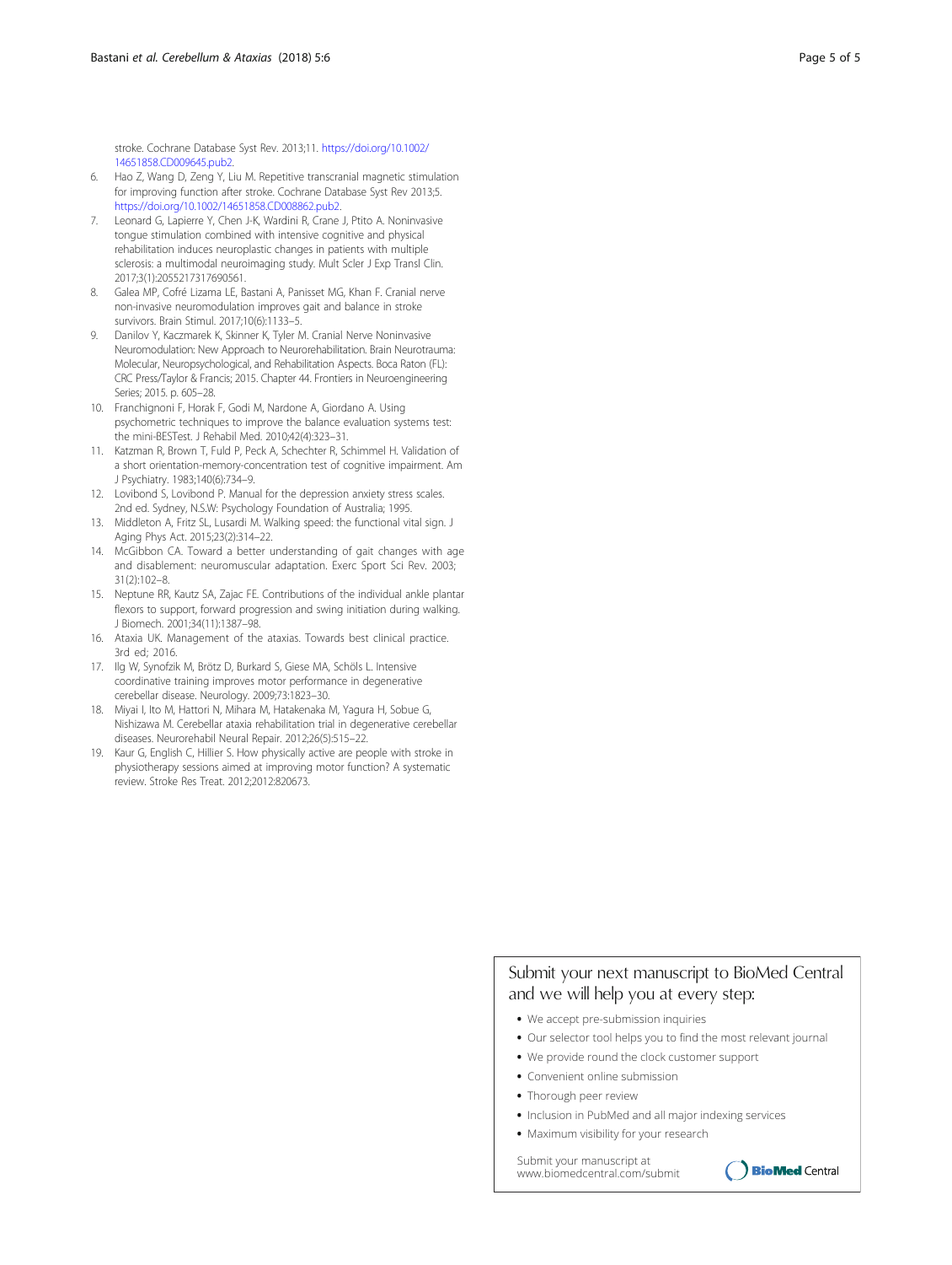stroke. Cochrane Database Syst Rev. 2013;11. https://doi.org/10.1002/14651858.CD009645.pub2.

6. Hao Z, Wang D, Zeng Y, Liu M. Repetitive transcranial magnetic stimulation for improving function after stroke. Cochrane Database Syst Rev 2013;5. https://doi.org/10.1002/14651858.CD008862.pub2.
7. Leonard G, Lapierre Y, Chen J-K, Wardini R, Crane J, Ptito A. Noninvasive tongue stimulation combined with intensive cognitive and physical rehabilitation induces neuroplastic changes in patients with multiple sclerosis: a multimodal neuroimaging study. Mult Scler J Exp Transl Clin. 2017;3(1):2055217317690561.
8. Galea MP, Cofré Lizama LE, Bastani A, Panisset MG, Khan F. Cranial nerve non-invasive neuromodulation improves gait and balance in stroke survivors. Brain Stimul. 2017;10(6):1133–5.
9. Danilov Y, Kaczmarek K, Skinner K, Tyler M. Cranial Nerve Noninvasive Neuromodulation: New Approach to Neurorehabilitation. Brain Neurotrauma: Molecular, Neuropsychological, and Rehabilitation Aspects. Boca Raton (FL): CRC Press/Taylor & Francis; 2015. Chapter 44. Frontiers in Neuroengineering Series; 2015. p. 605–28.
10. Franchignoni F, Horak F, Godi M, Nardone A, Giordano A. Using psychometric techniques to improve the balance evaluation systems test: the mini-BESTest. J Rehabil Med. 2010;42(4):323–31.
11. Katzman R, Brown T, Fuld P, Peck A, Schechter R, Schimmel H. Validation of a short orientation-memory-concentration test of cognitive impairment. Am J Psychiatry. 1983;140(6):734–9.
12. Lovibond S, Lovibond P. Manual for the depression anxiety stress scales. 2nd ed. Sydney, N.S.W: Psychology Foundation of Australia; 1995.
13. Middleton A, Fritz SL, Lusardi M. Walking speed: the functional vital sign. J Aging Phys Act. 2015;23(2):314–22.
14. McGibbon CA. Toward a better understanding of gait changes with age and disablement: neuromuscular adaptation. Exerc Sport Sci Rev. 2003;31(2):102–8.
15. Neptune RR, Kautz SA, Zajac FE. Contributions of the individual ankle plantar flexors to support, forward progression and swing initiation during walking. J Biomech. 2001;34(11):1387–98.
16. Ataxia UK. Management of the ataxias. Towards best clinical practice. 3rd ed; 2016.
17. Ilg W, Synofzik M, Brötz D, Burkard S, Giese MA, Schöls L. Intensive coordinative training improves motor performance in degenerative cerebellar disease. Neurology. 2009;73:1823–30.
18. Miyai I, Ito M, Hattori N, Mihara M, Hatakenaka M, Yagura H, Sobue G, Nishizawa M. Cerebellar ataxia rehabilitation trial in degenerative cerebellar diseases. Neurorehabil Neural Repair. 2012;26(5):515–22.
19. Kaur G, English C, Hillier S. How physically active are people with stroke in physiotherapy sessions aimed at improving motor function? A systematic review. Stroke Res Treat. 2012;2012:820673.